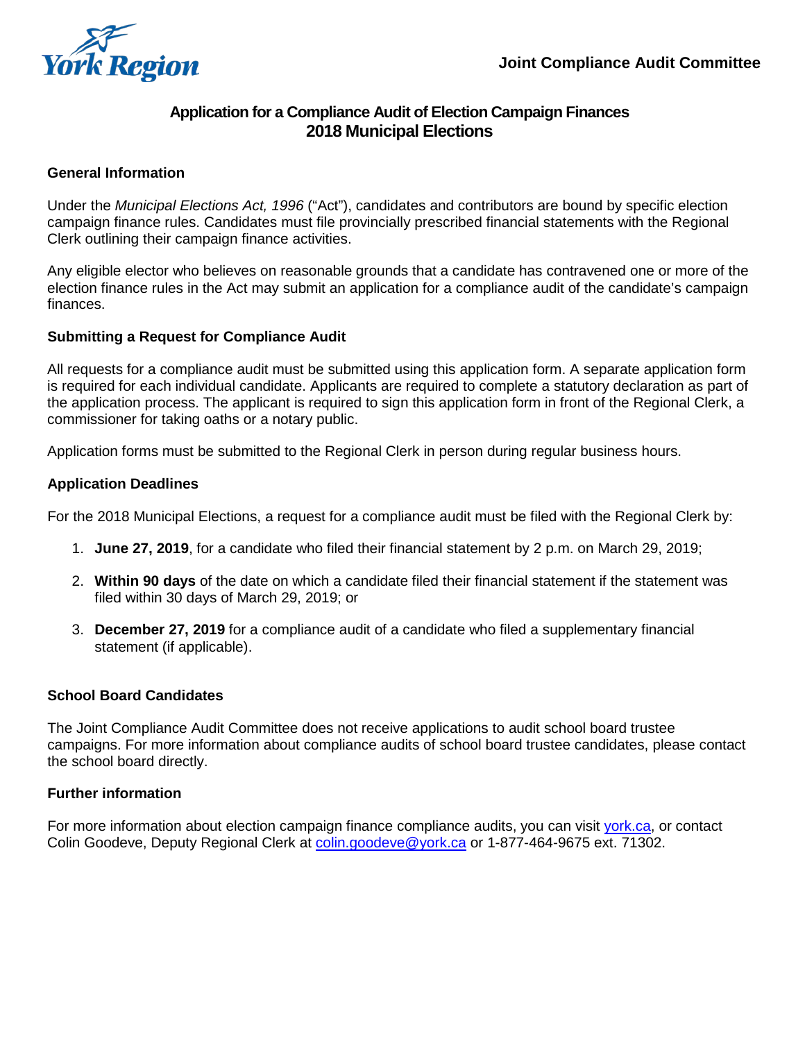York Region

**Joint Compliance Audit Committee**

# Application for a Compliance Audit of Election Campaign Finances
# 2018 Municipal Elections

## General Information

Under the *Municipal Elections Act, 1996* ("Act"), candidates and contributors are bound by specific election campaign finance rules. Candidates must file provincially prescribed financial statements with the Regional Clerk outlining their campaign finance activities.

Any eligible elector who believes on reasonable grounds that a candidate has contravened one or more of the election finance rules in the Act may submit an application for a compliance audit of the candidate's campaign finances.

## Submitting a Request for Compliance Audit

All requests for a compliance audit must be submitted using this application form. A separate application form is required for each individual candidate. Applicants are required to complete a statutory declaration as part of the application process. The applicant is required to sign this application form in front of the Regional Clerk, a commissioner for taking oaths or a notary public.

Application forms must be submitted to the Regional Clerk in person during regular business hours.

## Application Deadlines

For the 2018 Municipal Elections, a request for a compliance audit must be filed with the Regional Clerk by:

1. **June 27, 2019**, for a candidate who filed their financial statement by 2 p.m. on March 29, 2019;
2. **Within 90 days** of the date on which a candidate filed their financial statement if the statement was filed within 30 days of March 29, 2019; or
3. **December 27, 2019** for a compliance audit of a candidate who filed a supplementary financial statement (if applicable).

## School Board Candidates

The Joint Compliance Audit Committee does not receive applications to audit school board trustee campaigns. For more information about compliance audits of school board trustee candidates, please contact the school board directly.

## Further information

For more information about election campaign finance compliance audits, you can visit york.ca, or contact Colin Goodeve, Deputy Regional Clerk at colin.goodeve@york.ca or 1-877-464-9675 ext. 71302.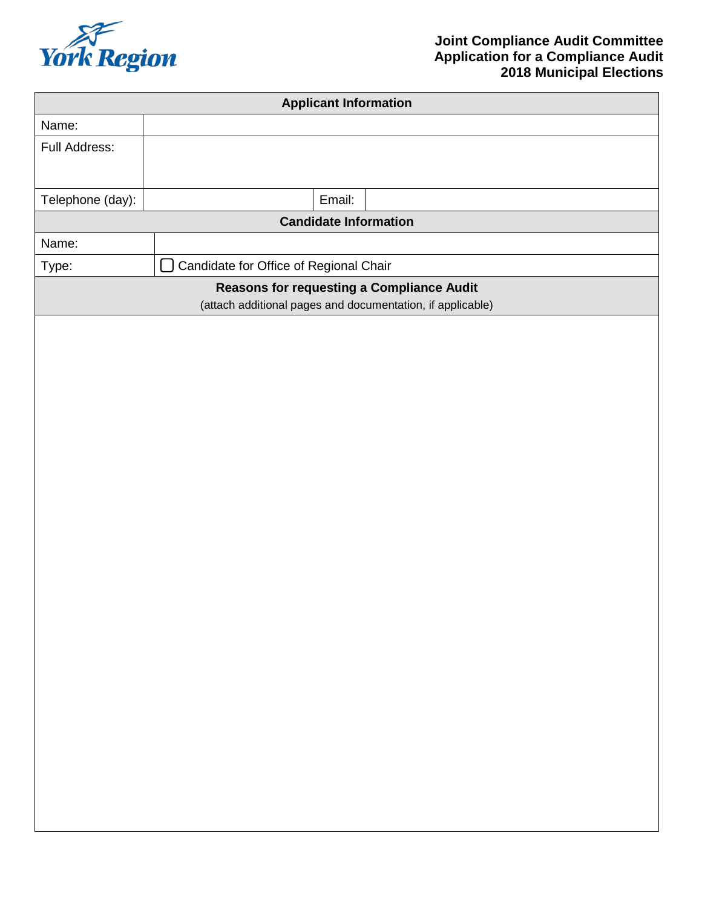**Joint Compliance Audit Committee**
**Application for a Compliance Audit**
**2018 Municipal Elections**

| **Applicant Information** | | | |
|---|---|---|---|
| Name: | | | |
| Full Address: | | | |
| Telephone (day): | | Email: | |

| **Candidate Information** | |
|---|---|
| Name: | |
| Type: | ☐ Candidate for Office of Regional Chair |

| **Reasons for requesting a Compliance Audit** (attach additional pages and documentation, if applicable) |
|---|
| |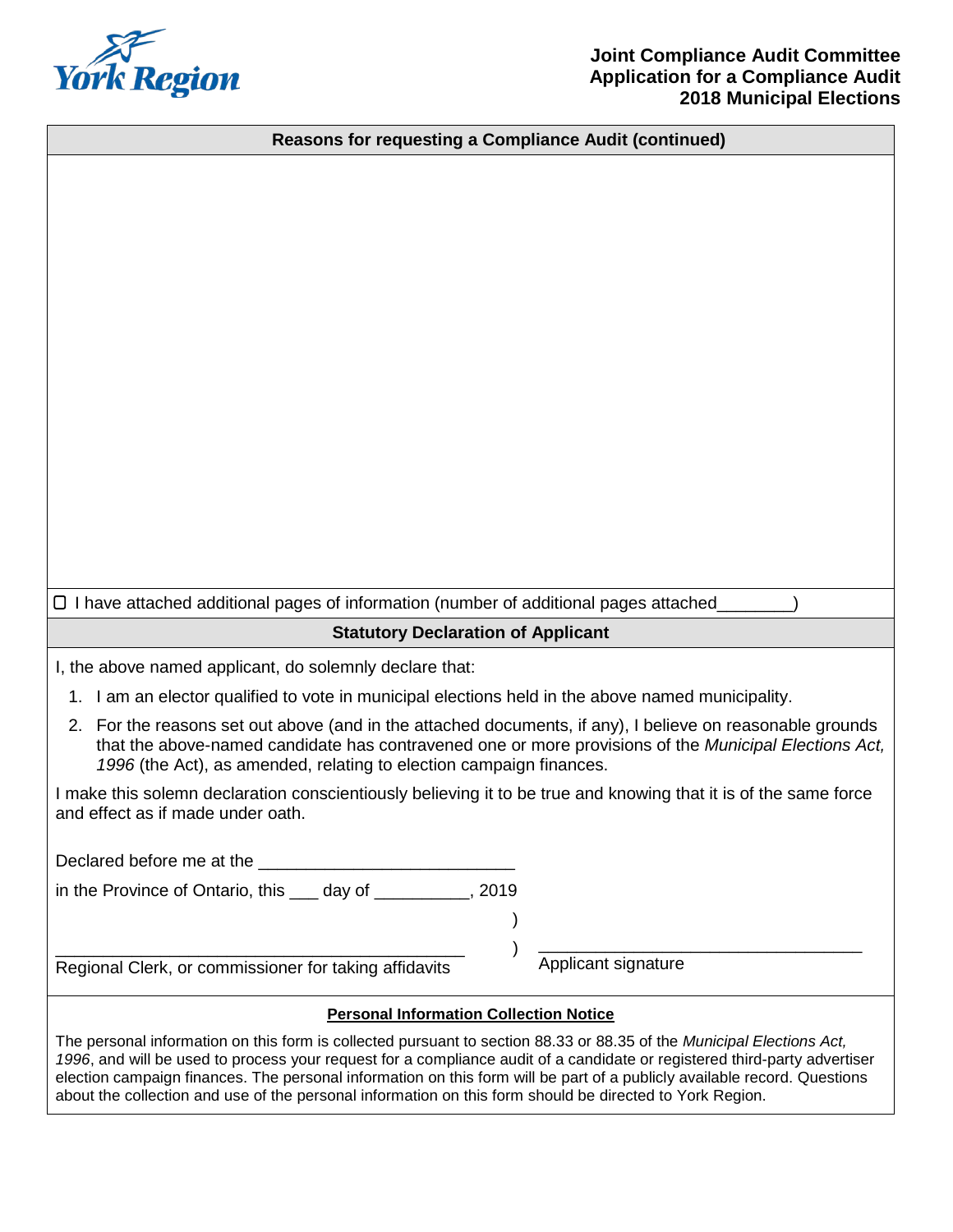York Region

**Joint Compliance Audit Committee**
**Application for a Compliance Audit**
**2018 Municipal Elections**

**Reasons for requesting a Compliance Audit (continued)**

☐ I have attached additional pages of information (number of additional pages attached________)

**Statutory Declaration of Applicant**

I, the above named applicant, do solemnly declare that:

1. I am an elector qualified to vote in municipal elections held in the above named municipality.
2. For the reasons set out above (and in the attached documents, if any), I believe on reasonable grounds that the above-named candidate has contravened one or more provisions of the *Municipal Elections Act, 1996* (the Act), as amended, relating to election campaign finances.

I make this solemn declaration conscientiously believing it to be true and knowing that it is of the same force and effect as if made under oath.

Declared before me at the __________________________

in the Province of Ontario, this ___ day of __________, 2019

_____________________________________________ ) _________________________________

Regional Clerk, or commissioner for taking affidavits    Applicant signature

**Personal Information Collection Notice**

The personal information on this form is collected pursuant to section 88.33 or 88.35 of the *Municipal Elections Act, 1996*, and will be used to process your request for a compliance audit of a candidate or registered third-party advertiser election campaign finances. The personal information on this form will be part of a publicly available record. Questions about the collection and use of the personal information on this form should be directed to York Region.